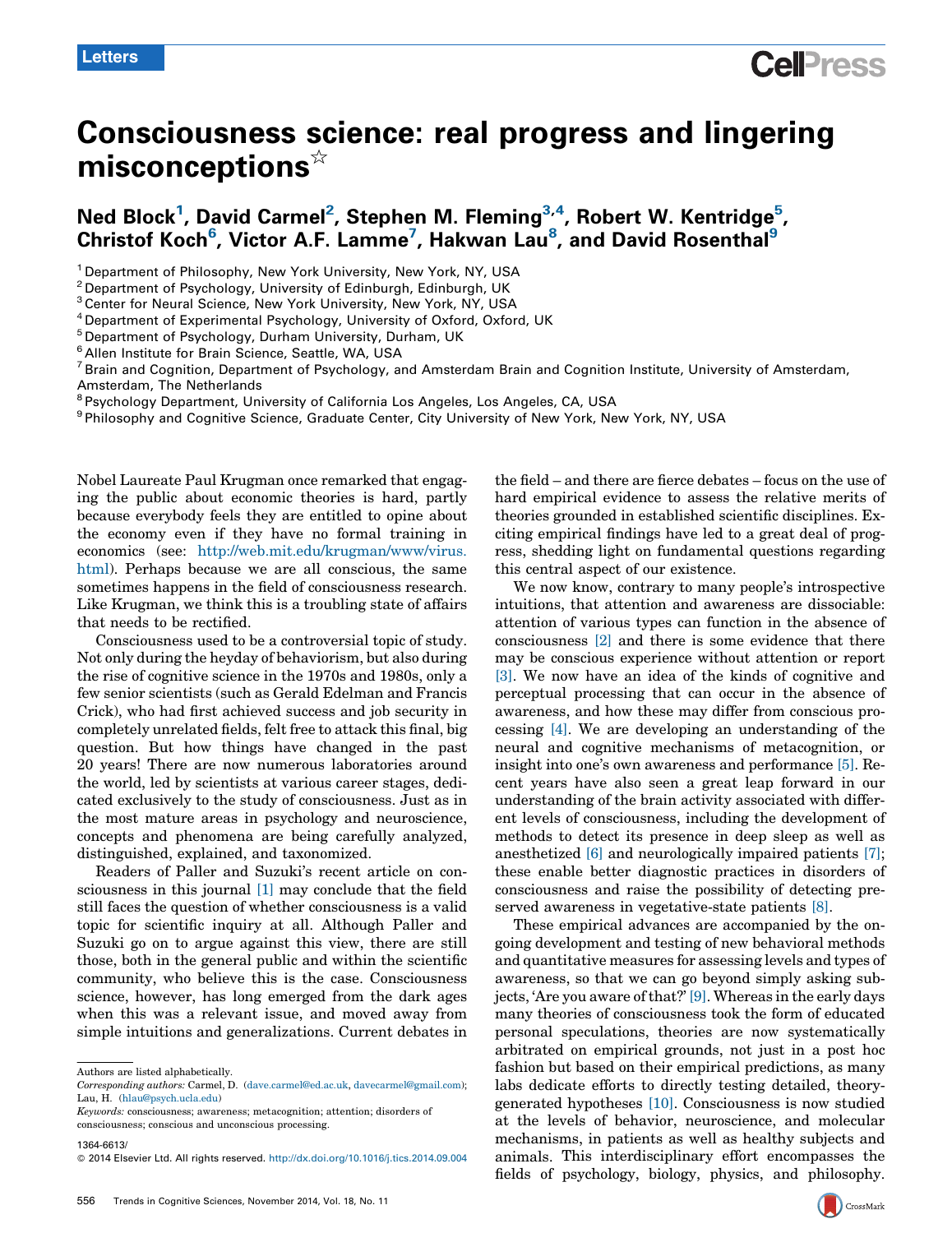Letters

# Consciousness science: real progress and lingering misconceptions☆

**Ned Block[1], David Carmel[2], Stephen M. Fleming[3,4], Robert W. Kentridge[5], Christof Koch[6], Victor A.F. Lamme[7], Hakwan Lau[8], and David Rosenthal[9]**

[1] Department of Philosophy, New York University, New York, NY, USA
[2] Department of Psychology, University of Edinburgh, Edinburgh, UK
[3] Center for Neural Science, New York University, New York, NY, USA
[4] Department of Experimental Psychology, University of Oxford, Oxford, UK
[5] Department of Psychology, Durham University, Durham, UK
[6] Allen Institute for Brain Science, Seattle, WA, USA
[7] Brain and Cognition, Department of Psychology, and Amsterdam Brain and Cognition Institute, University of Amsterdam, Amsterdam, The Netherlands
[8] Psychology Department, University of California Los Angeles, Los Angeles, CA, USA
[9] Philosophy and Cognitive Science, Graduate Center, City University of New York, New York, NY, USA

Nobel Laureate Paul Krugman once remarked that engaging the public about economic theories is hard, partly because everybody feels they are entitled to opine about the economy even if they have no formal training in economics (see: http://web.mit.edu/krugman/www/virus.html). Perhaps because we are all conscious, the same sometimes happens in the field of consciousness research. Like Krugman, we think this is a troubling state of affairs that needs to be rectified.

Consciousness used to be a controversial topic of study. Not only during the heyday of behaviorism, but also during the rise of cognitive science in the 1970s and 1980s, only a few senior scientists (such as Gerald Edelman and Francis Crick), who had first achieved success and job security in completely unrelated fields, felt free to attack this final, big question. But how things have changed in the past 20 years! There are now numerous laboratories around the world, led by scientists at various career stages, dedicated exclusively to the study of consciousness. Just as in the most mature areas in psychology and neuroscience, concepts and phenomena are being carefully analyzed, distinguished, explained, and taxonomized.

Readers of Paller and Suzuki's recent article on consciousness in this journal [1] may conclude that the field still faces the question of whether consciousness is a valid topic for scientific inquiry at all. Although Paller and Suzuki go on to argue against this view, there are still those, both in the general public and within the scientific community, who believe this is the case. Consciousness science, however, has long emerged from the dark ages when this was a relevant issue, and moved away from simple intuitions and generalizations. Current debates in the field – and there are fierce debates – focus on the use of hard empirical evidence to assess the relative merits of theories grounded in established scientific disciplines. Exciting empirical findings have led to a great deal of progress, shedding light on fundamental questions regarding this central aspect of our existence.

We now know, contrary to many people's introspective intuitions, that attention and awareness are dissociable: attention of various types can function in the absence of consciousness [2] and there is some evidence that there may be conscious experience without attention or report [3]. We now have an idea of the kinds of cognitive and perceptual processing that can occur in the absence of awareness, and how these may differ from conscious processing [4]. We are developing an understanding of the neural and cognitive mechanisms of metacognition, or insight into one's own awareness and performance [5]. Recent years have also seen a great leap forward in our understanding of the brain activity associated with different levels of consciousness, including the development of methods to detect its presence in deep sleep as well as anesthetized [6] and neurologically impaired patients [7]; these enable better diagnostic practices in disorders of consciousness and raise the possibility of detecting preserved awareness in vegetative-state patients [8].

These empirical advances are accompanied by the ongoing development and testing of new behavioral methods and quantitative measures for assessing levels and types of awareness, so that we can go beyond simply asking subjects, 'Are you aware of that?' [9]. Whereas in the early days many theories of consciousness took the form of educated personal speculations, theories are now systematically arbitrated on empirical grounds, not just in a post hoc fashion but based on their empirical predictions, as many labs dedicate efforts to directly testing detailed, theory-generated hypotheses [10]. Consciousness is now studied at the levels of behavior, neuroscience, and molecular mechanisms, in patients as well as healthy subjects and animals. This interdisciplinary effort encompasses the fields of psychology, biology, physics, and philosophy.

Authors are listed alphabetically.
*Corresponding authors:* Carmel, D. (dave.carmel@ed.ac.uk, davecarmel@gmail.com); Lau, H. (hlau@psych.ucla.edu)
*Keywords:* consciousness; awareness; metacognition; attention; disorders of consciousness; conscious and unconscious processing.

1364-6613/
© 2014 Elsevier Ltd. All rights reserved. http://dx.doi.org/10.1016/j.tics.2014.09.004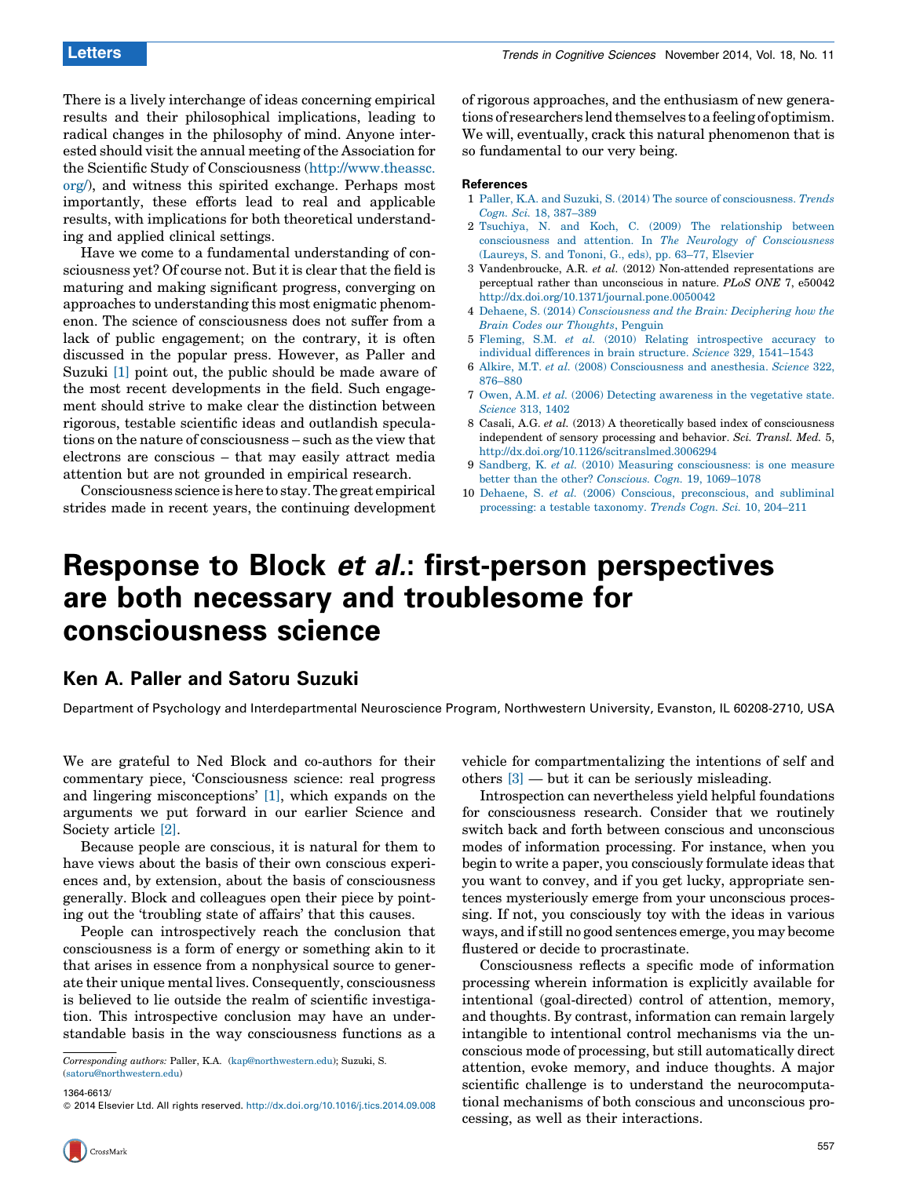There is a lively interchange of ideas concerning empirical results and their philosophical implications, leading to radical changes in the philosophy of mind. Anyone interested should visit the annual meeting of the Association for the Scientific Study of Consciousness (http://www.theassc.org/), and witness this spirited exchange. Perhaps most importantly, these efforts lead to real and applicable results, with implications for both theoretical understanding and applied clinical settings.

Have we come to a fundamental understanding of consciousness yet? Of course not. But it is clear that the field is maturing and making significant progress, converging on approaches to understanding this most enigmatic phenomenon. The science of consciousness does not suffer from a lack of public engagement; on the contrary, it is often discussed in the popular press. However, as Paller and Suzuki [1] point out, the public should be made aware of the most recent developments in the field. Such engagement should strive to make clear the distinction between rigorous, testable scientific ideas and outlandish speculations on the nature of consciousness – such as the view that electrons are conscious – that may easily attract media attention but are not grounded in empirical research.

Consciousness science is here to stay. The great empirical strides made in recent years, the continuing development of rigorous approaches, and the enthusiasm of new generations of researchers lend themselves to a feeling of optimism. We will, eventually, crack this natural phenomenon that is so fundamental to our very being.

## References

1. Paller, K.A. and Suzuki, S. (2014) The source of consciousness. *Trends Cogn. Sci.* 18, 387–389
2. Tsuchiya, N. and Koch, C. (2009) The relationship between consciousness and attention. In *The Neurology of Consciousness* (Laureys, S. and Tononi, G., eds), pp. 63–77, Elsevier
3. Vandenbroucke, A.R. *et al.* (2012) Non-attended representations are perceptual rather than unconscious in nature. *PLoS ONE* 7, e50042 http://dx.doi.org/10.1371/journal.pone.0050042
4. Dehaene, S. (2014) *Consciousness and the Brain: Deciphering how the Brain Codes our Thoughts*, Penguin
5. Fleming, S.M. *et al.* (2010) Relating introspective accuracy to individual differences in brain structure. *Science* 329, 1541–1543
6. Alkire, M.T. *et al.* (2008) Consciousness and anesthesia. *Science* 322, 876–880
7. Owen, A.M. *et al.* (2006) Detecting awareness in the vegetative state. *Science* 313, 1402
8. Casali, A.G. *et al.* (2013) A theoretically based index of consciousness independent of sensory processing and behavior. *Sci. Transl. Med.* 5, http://dx.doi.org/10.1126/scitranslmed.3006294
9. Sandberg, K. *et al.* (2010) Measuring consciousness: is one measure better than the other? *Conscious. Cogn.* 19, 1069–1078
10. Dehaene, S. *et al.* (2006) Conscious, preconscious, and subliminal processing: a testable taxonomy. *Trends Cogn. Sci.* 10, 204–211

# Response to Block *et al.*: first-person perspectives are both necessary and troublesome for consciousness science

## Ken A. Paller and Satoru Suzuki

Department of Psychology and Interdepartmental Neuroscience Program, Northwestern University, Evanston, IL 60208-2710, USA

We are grateful to Ned Block and co-authors for their commentary piece, 'Consciousness science: real progress and lingering misconceptions' [1], which expands on the arguments we put forward in our earlier Science and Society article [2].

Because people are conscious, it is natural for them to have views about the basis of their own conscious experiences and, by extension, about the basis of consciousness generally. Block and colleagues open their piece by pointing out the 'troubling state of affairs' that this causes.

People can introspectively reach the conclusion that consciousness is a form of energy or something akin to it that arises in essence from a nonphysical source to generate their unique mental lives. Consequently, consciousness is believed to lie outside the realm of scientific investigation. This introspective conclusion may have an understandable basis in the way consciousness functions as a vehicle for compartmentalizing the intentions of self and others [3] — but it can be seriously misleading.

Introspection can nevertheless yield helpful foundations for consciousness research. Consider that we routinely switch back and forth between conscious and unconscious modes of information processing. For instance, when you begin to write a paper, you consciously formulate ideas that you want to convey, and if you get lucky, appropriate sentences mysteriously emerge from your unconscious processing. If not, you consciously toy with the ideas in various ways, and if still no good sentences emerge, you may become flustered or decide to procrastinate.

Consciousness reflects a specific mode of information processing wherein information is explicitly available for intentional (goal-directed) control of attention, memory, and thoughts. By contrast, information can remain largely intangible to intentional control mechanisms via the unconscious mode of processing, but still automatically direct attention, evoke memory, and induce thoughts. A major scientific challenge is to understand the neurocomputational mechanisms of both conscious and unconscious processing, as well as their interactions.

*Corresponding authors:* Paller, K.A. (kap@northwestern.edu); Suzuki, S. (satoru@northwestern.edu)

1364-6613/

© 2014 Elsevier Ltd. All rights reserved. http://dx.doi.org/10.1016/j.tics.2014.09.008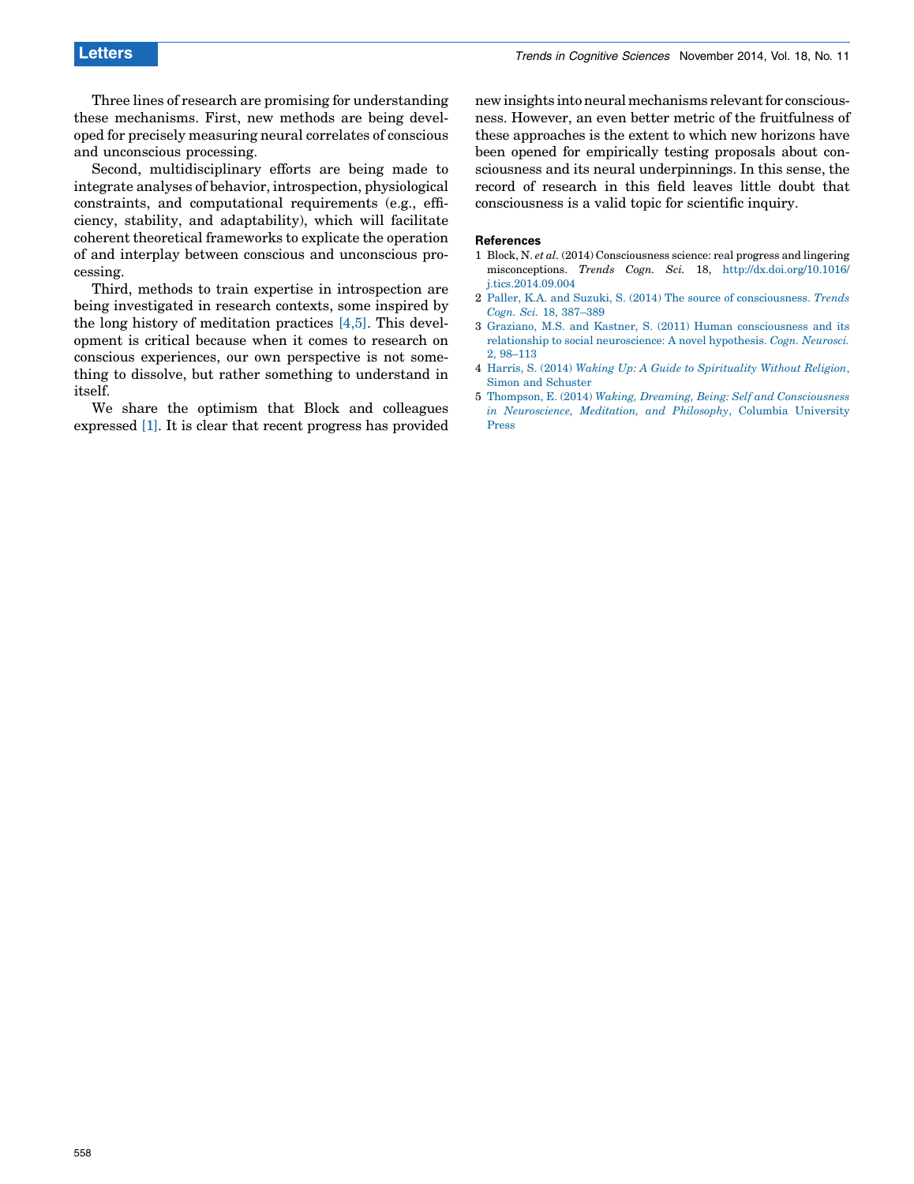Three lines of research are promising for understanding these mechanisms. First, new methods are being developed for precisely measuring neural correlates of conscious and unconscious processing.

Second, multidisciplinary efforts are being made to integrate analyses of behavior, introspection, physiological constraints, and computational requirements (e.g., efficiency, stability, and adaptability), which will facilitate coherent theoretical frameworks to explicate the operation of and interplay between conscious and unconscious processing.

Third, methods to train expertise in introspection are being investigated in research contexts, some inspired by the long history of meditation practices [4,5]. This development is critical because when it comes to research on conscious experiences, our own perspective is not something to dissolve, but rather something to understand in itself.

We share the optimism that Block and colleagues expressed [1]. It is clear that recent progress has provided new insights into neural mechanisms relevant for consciousness. However, an even better metric of the fruitfulness of these approaches is the extent to which new horizons have been opened for empirically testing proposals about consciousness and its neural underpinnings. In this sense, the record of research in this field leaves little doubt that consciousness is a valid topic for scientific inquiry.

## References

1 Block, N. *et al.* (2014) Consciousness science: real progress and lingering misconceptions. *Trends Cogn. Sci.* 18, http://dx.doi.org/10.1016/j.tics.2014.09.004

2 Paller, K.A. and Suzuki, S. (2014) The source of consciousness. *Trends Cogn. Sci.* 18, 387–389

3 Graziano, M.S. and Kastner, S. (2011) Human consciousness and its relationship to social neuroscience: A novel hypothesis. *Cogn. Neurosci.* 2, 98–113

4 Harris, S. (2014) *Waking Up: A Guide to Spirituality Without Religion*, Simon and Schuster

5 Thompson, E. (2014) *Waking, Dreaming, Being: Self and Consciousness in Neuroscience, Meditation, and Philosophy*, Columbia University Press